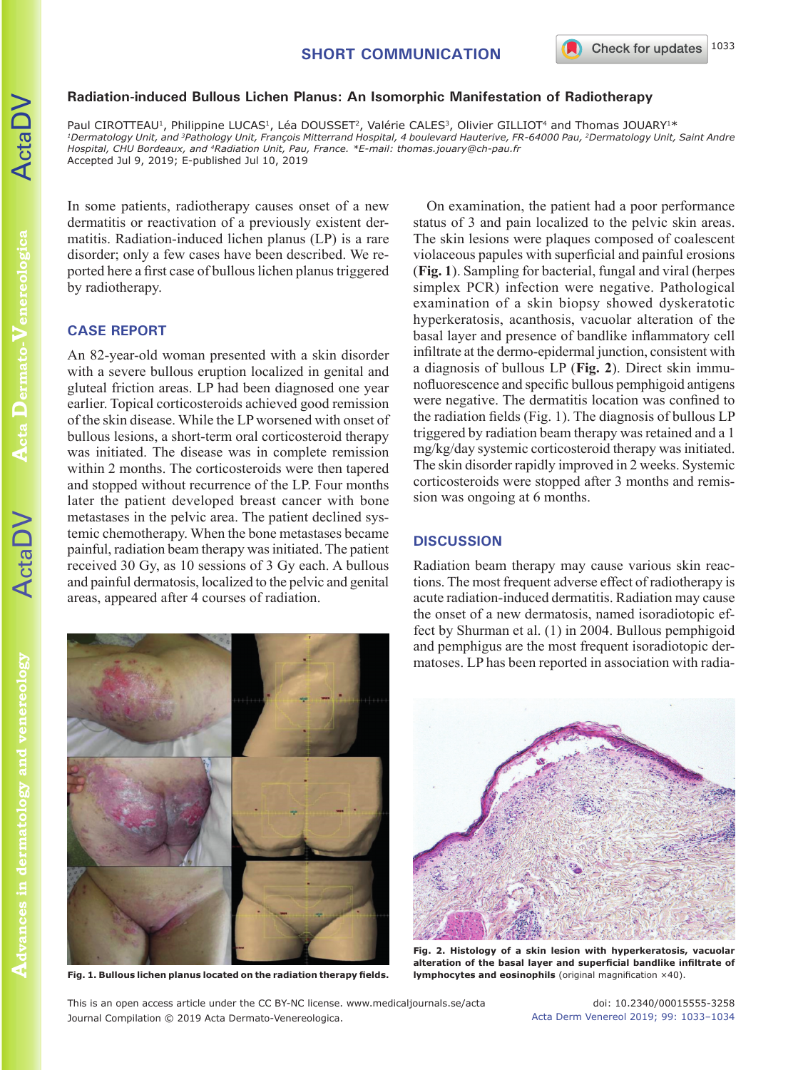SHORT COMMUNICATION

# Radiation-induced Bullous Lichen Planus: An Isomorphic Manifestation of Radiotherapy

Paul CIROTTEAU[1], Philippine LUCAS[1], Léa DOUSSET[2], Valérie CALES[3], Olivier GILLIOT[4] and Thomas JOUARY[1]*

[1]Dermatology Unit, and [3]Pathology Unit, François Mitterrand Hospital, 4 boulevard Hauterive, FR-64000 Pau, [2]Dermatology Unit, Saint Andre Hospital, CHU Bordeaux, and [4]Radiation Unit, Pau, France. *E-mail: thomas.jouary@ch-pau.fr

Accepted Jul 9, 2019; E-published Jul 10, 2019

In some patients, radiotherapy causes onset of a new dermatitis or reactivation of a previously existent dermatitis. Radiation-induced lichen planus (LP) is a rare disorder; only a few cases have been described. We reported here a first case of bullous lichen planus triggered by radiotherapy.

## CASE REPORT

An 82-year-old woman presented with a skin disorder with a severe bullous eruption localized in genital and gluteal friction areas. LP had been diagnosed one year earlier. Topical corticosteroids achieved good remission of the skin disease. While the LP worsened with onset of bullous lesions, a short-term oral corticosteroid therapy was initiated. The disease was in complete remission within 2 months. The corticosteroids were then tapered and stopped without recurrence of the LP. Four months later the patient developed breast cancer with bone metastases in the pelvic area. The patient declined systemic chemotherapy. When the bone metastases became painful, radiation beam therapy was initiated. The patient received 30 Gy, as 10 sessions of 3 Gy each. A bullous and painful dermatosis, localized to the pelvic and genital areas, appeared after 4 courses of radiation.

**Fig. 1. Bullous lichen planus located on the radiation therapy fields.**

On examination, the patient had a poor performance status of 3 and pain localized to the pelvic skin areas. The skin lesions were plaques composed of coalescent violaceous papules with superficial and painful erosions (**Fig. 1**). Sampling for bacterial, fungal and viral (herpes simplex PCR) infection were negative. Pathological examination of a skin biopsy showed dyskeratotic hyperkeratosis, acanthosis, vacuolar alteration of the basal layer and presence of bandlike inflammatory cell infiltrate at the dermo-epidermal junction, consistent with a diagnosis of bullous LP (**Fig. 2**). Direct skin immunofluorescence and specific bullous pemphigoid antigens were negative. The dermatitis location was confined to the radiation fields (Fig. 1). The diagnosis of bullous LP triggered by radiation beam therapy was retained and a 1 mg/kg/day systemic corticosteroid therapy was initiated. The skin disorder rapidly improved in 2 weeks. Systemic corticosteroids were stopped after 3 months and remission was ongoing at 6 months.

## DISCUSSION

Radiation beam therapy may cause various skin reactions. The most frequent adverse effect of radiotherapy is acute radiation-induced dermatitis. Radiation may cause the onset of a new dermatosis, named isoradiotopic effect by Shurman et al. (1) in 2004. Bullous pemphigoid and pemphigus are the most frequent isoradiotopic dermatoses. LP has been reported in association with radia-

**Fig. 2. Histology of a skin lesion with hyperkeratosis, vacuolar alteration of the basal layer and superficial bandlike infiltrate of lymphocytes and eosinophils** (original magnification ×40).

This is an open access article under the CC BY-NC license. www.medicaljournals.se/acta
Journal Compilation © 2019 Acta Dermato-Venereologica.

doi: 10.2340/00015555-3258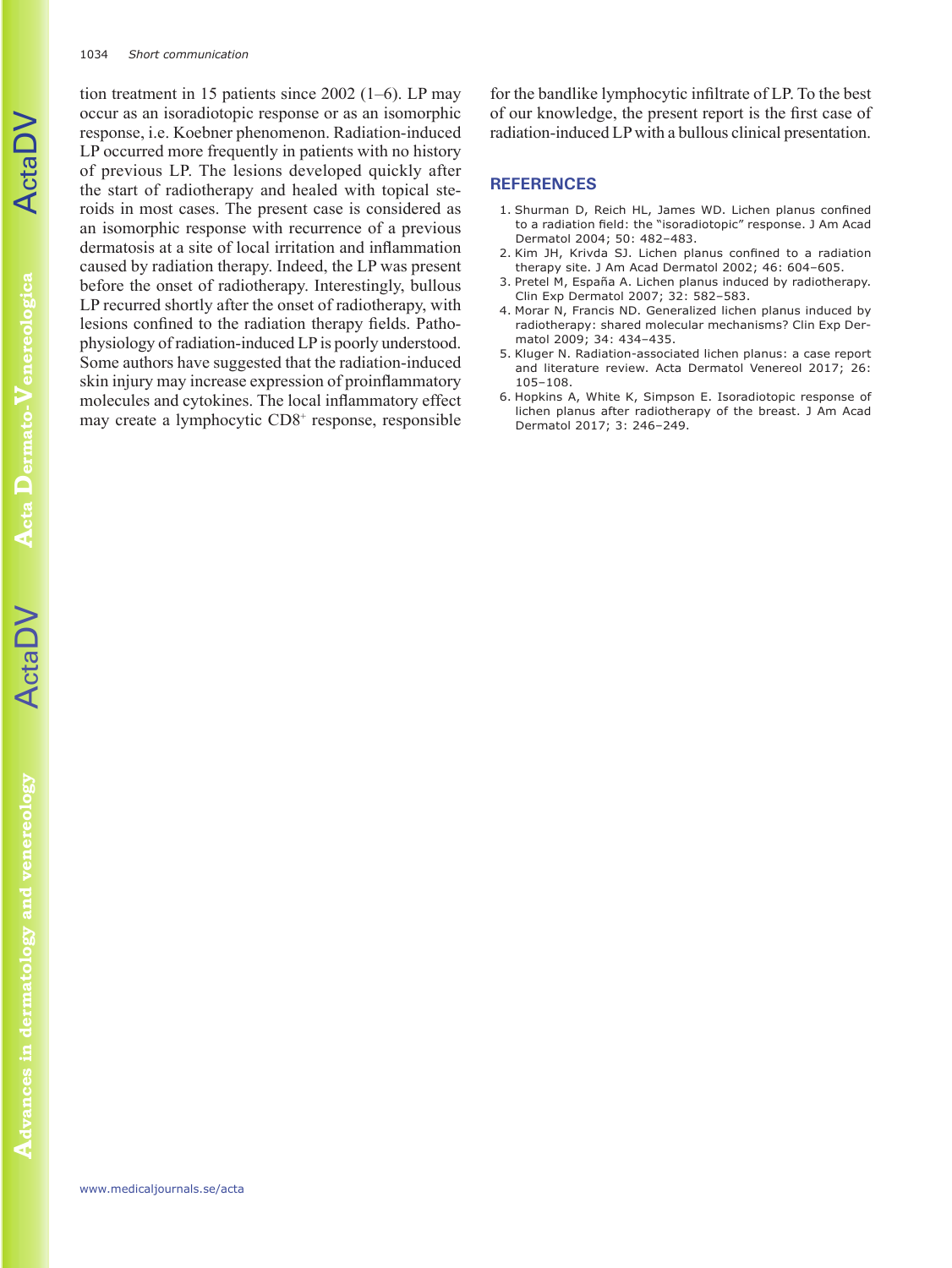tion treatment in 15 patients since 2002 (1–6). LP may occur as an isoradiotopic response or as an isomorphic response, i.e. Koebner phenomenon. Radiation-induced LP occurred more frequently in patients with no history of previous LP. The lesions developed quickly after the start of radiotherapy and healed with topical steroids in most cases. The present case is considered as an isomorphic response with recurrence of a previous dermatosis at a site of local irritation and inflammation caused by radiation therapy. Indeed, the LP was present before the onset of radiotherapy. Interestingly, bullous LP recurred shortly after the onset of radiotherapy, with lesions confined to the radiation therapy fields. Pathophysiology of radiation-induced LP is poorly understood. Some authors have suggested that the radiation-induced skin injury may increase expression of proinflammatory molecules and cytokines. The local inflammatory effect may create a lymphocytic $CD8^+$ response, responsible for the bandlike lymphocytic infiltrate of LP. To the best of our knowledge, the present report is the first case of radiation-induced LP with a bullous clinical presentation.

## REFERENCES

1. Shurman D, Reich HL, James WD. Lichen planus confined to a radiation field: the "isoradiotopic" response. J Am Acad Dermatol 2004; 50: 482–483.
2. Kim JH, Krivda SJ. Lichen planus confined to a radiation therapy site. J Am Acad Dermatol 2002; 46: 604–605.
3. Pretel M, España A. Lichen planus induced by radiotherapy. Clin Exp Dermatol 2007; 32: 582–583.
4. Morar N, Francis ND. Generalized lichen planus induced by radiotherapy: shared molecular mechanisms? Clin Exp Dermatol 2009; 34: 434–435.
5. Kluger N. Radiation-associated lichen planus: a case report and literature review. Acta Dermatol Venereol 2017; 26: 105–108.
6. Hopkins A, White K, Simpson E. Isoradiotopic response of lichen planus after radiotherapy of the breast. J Am Acad Dermatol 2017; 3: 246–249.